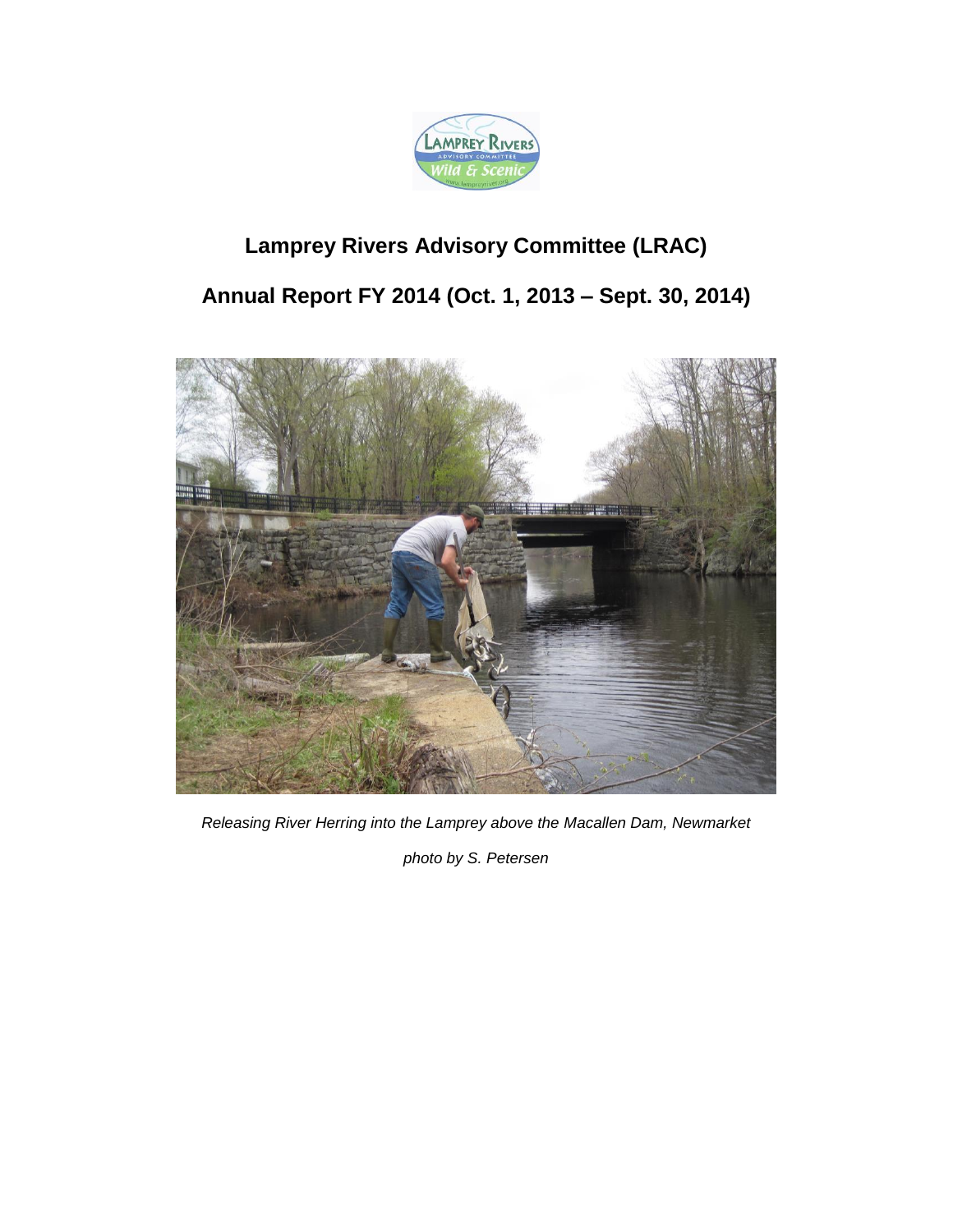# Lamprey Rivers Advisory Committee (LRAC)

## Annual Report FY 2014 (Oct. 1, 2013 – Sept. 30, 2014)

*Releasing River Herring into the Lamprey above the Macallen Dam, Newmarket*

*photo by S. Petersen*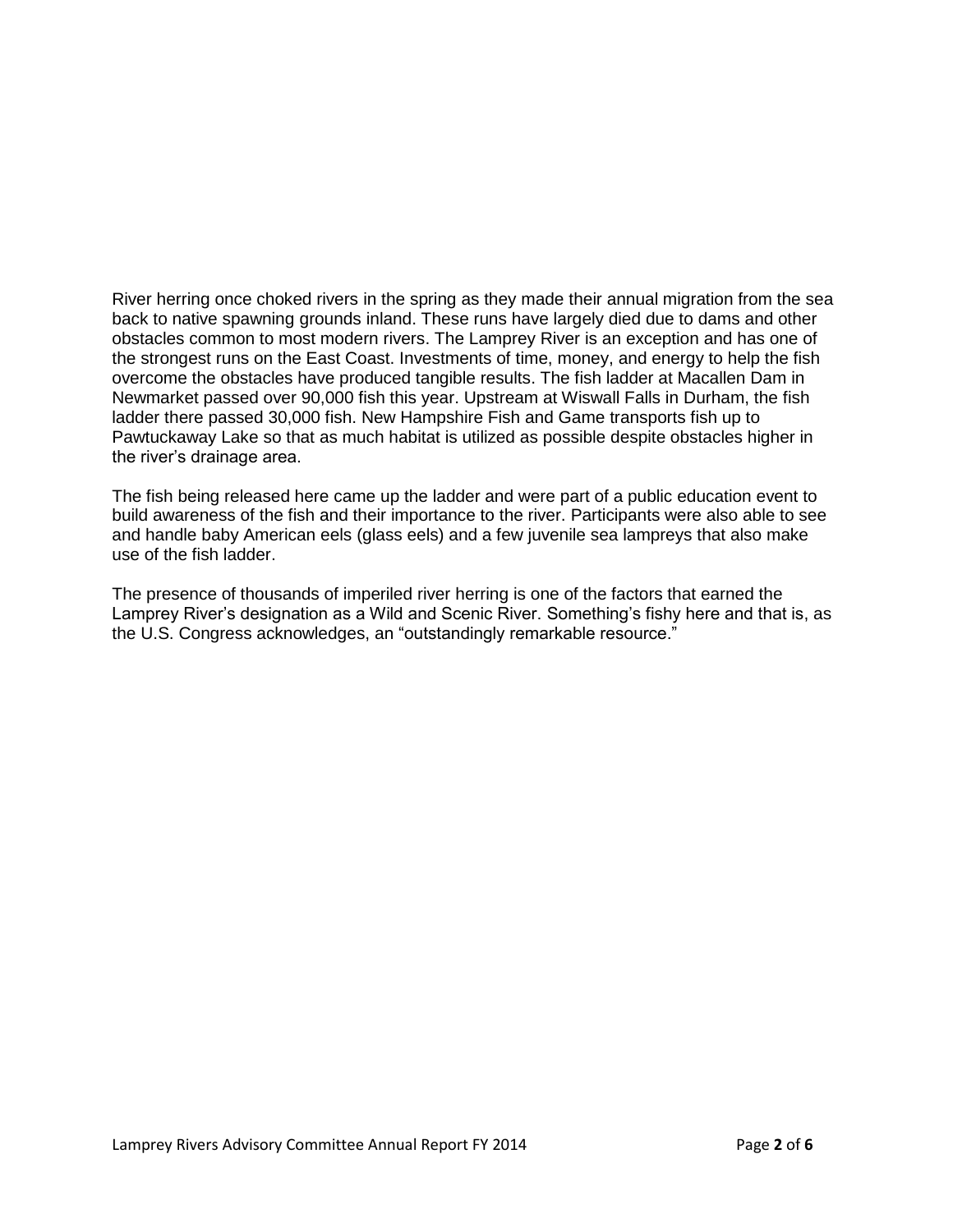River herring once choked rivers in the spring as they made their annual migration from the sea back to native spawning grounds inland. These runs have largely died due to dams and other obstacles common to most modern rivers. The Lamprey River is an exception and has one of the strongest runs on the East Coast. Investments of time, money, and energy to help the fish overcome the obstacles have produced tangible results. The fish ladder at Macallen Dam in Newmarket passed over 90,000 fish this year. Upstream at Wiswall Falls in Durham, the fish ladder there passed 30,000 fish. New Hampshire Fish and Game transports fish up to Pawtuckaway Lake so that as much habitat is utilized as possible despite obstacles higher in the river's drainage area.

The fish being released here came up the ladder and were part of a public education event to build awareness of the fish and their importance to the river. Participants were also able to see and handle baby American eels (glass eels) and a few juvenile sea lampreys that also make use of the fish ladder.

The presence of thousands of imperiled river herring is one of the factors that earned the Lamprey River's designation as a Wild and Scenic River. Something's fishy here and that is, as the U.S. Congress acknowledges, an "outstandingly remarkable resource."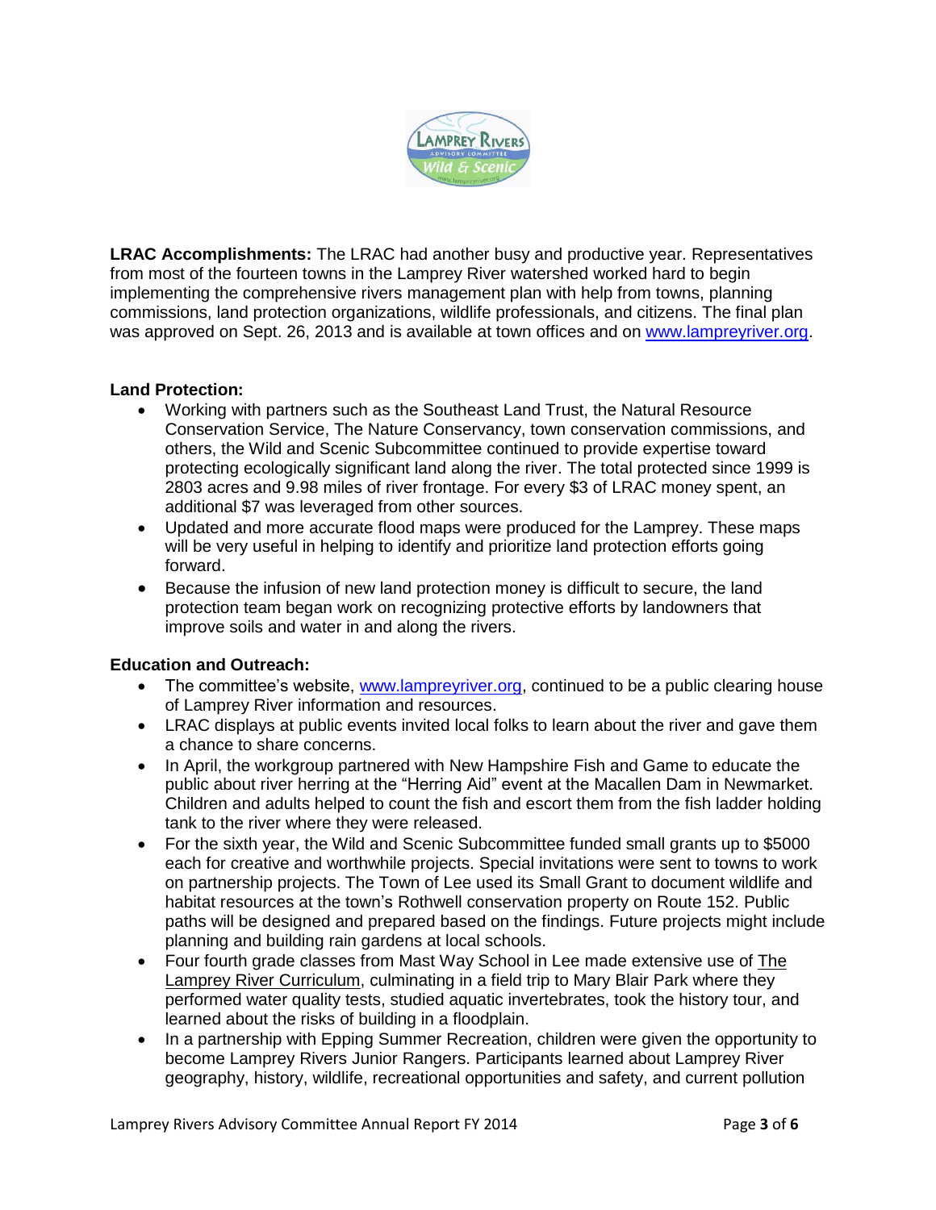**LRAC Accomplishments:** The LRAC had another busy and productive year. Representatives from most of the fourteen towns in the Lamprey River watershed worked hard to begin implementing the comprehensive rivers management plan with help from towns, planning commissions, land protection organizations, wildlife professionals, and citizens. The final plan was approved on Sept. 26, 2013 and is available at town offices and on www.lampreyriver.org.

**Land Protection:**

- Working with partners such as the Southeast Land Trust, the Natural Resource Conservation Service, The Nature Conservancy, town conservation commissions, and others, the Wild and Scenic Subcommittee continued to provide expertise toward protecting ecologically significant land along the river. The total protected since 1999 is 2803 acres and 9.98 miles of river frontage. For every $3 of LRAC money spent, an additional $7 was leveraged from other sources.
- Updated and more accurate flood maps were produced for the Lamprey. These maps will be very useful in helping to identify and prioritize land protection efforts going forward.
- Because the infusion of new land protection money is difficult to secure, the land protection team began work on recognizing protective efforts by landowners that improve soils and water in and along the rivers.

**Education and Outreach:**

- The committee's website, www.lampreyriver.org, continued to be a public clearing house of Lamprey River information and resources.
- LRAC displays at public events invited local folks to learn about the river and gave them a chance to share concerns.
- In April, the workgroup partnered with New Hampshire Fish and Game to educate the public about river herring at the "Herring Aid" event at the Macallen Dam in Newmarket. Children and adults helped to count the fish and escort them from the fish ladder holding tank to the river where they were released.
- For the sixth year, the Wild and Scenic Subcommittee funded small grants up to $5000 each for creative and worthwhile projects. Special invitations were sent to towns to work on partnership projects. The Town of Lee used its Small Grant to document wildlife and habitat resources at the town's Rothwell conservation property on Route 152. Public paths will be designed and prepared based on the findings. Future projects might include planning and building rain gardens at local schools.
- Four fourth grade classes from Mast Way School in Lee made extensive use of The Lamprey River Curriculum, culminating in a field trip to Mary Blair Park where they performed water quality tests, studied aquatic invertebrates, took the history tour, and learned about the risks of building in a floodplain.
- In a partnership with Epping Summer Recreation, children were given the opportunity to become Lamprey Rivers Junior Rangers. Participants learned about Lamprey River geography, history, wildlife, recreational opportunities and safety, and current pollution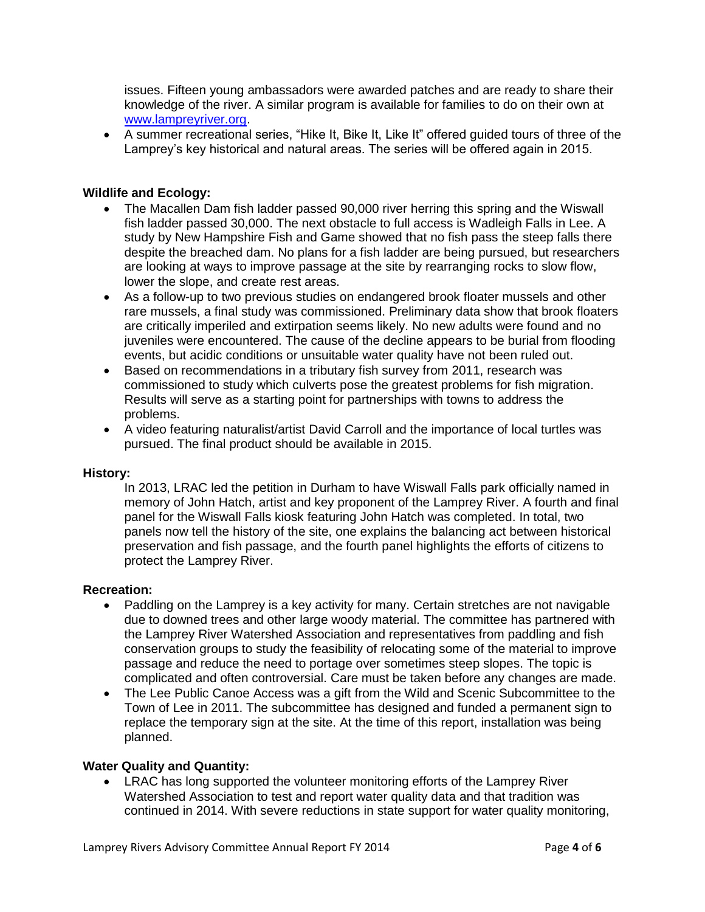issues. Fifteen young ambassadors were awarded patches and are ready to share their knowledge of the river. A similar program is available for families to do on their own at [www.lampreyriver.org](http://www.lampreyriver.org).

- A summer recreational series, "Hike It, Bike It, Like It" offered guided tours of three of the Lamprey's key historical and natural areas. The series will be offered again in 2015.

**Wildlife and Ecology:**

- The Macallen Dam fish ladder passed 90,000 river herring this spring and the Wiswall fish ladder passed 30,000. The next obstacle to full access is Wadleigh Falls in Lee. A study by New Hampshire Fish and Game showed that no fish pass the steep falls there despite the breached dam. No plans for a fish ladder are being pursued, but researchers are looking at ways to improve passage at the site by rearranging rocks to slow flow, lower the slope, and create rest areas.
- As a follow-up to two previous studies on endangered brook floater mussels and other rare mussels, a final study was commissioned. Preliminary data show that brook floaters are critically imperiled and extirpation seems likely. No new adults were found and no juveniles were encountered. The cause of the decline appears to be burial from flooding events, but acidic conditions or unsuitable water quality have not been ruled out.
- Based on recommendations in a tributary fish survey from 2011, research was commissioned to study which culverts pose the greatest problems for fish migration. Results will serve as a starting point for partnerships with towns to address the problems.
- A video featuring naturalist/artist David Carroll and the importance of local turtles was pursued. The final product should be available in 2015.

**History:**

In 2013, LRAC led the petition in Durham to have Wiswall Falls park officially named in memory of John Hatch, artist and key proponent of the Lamprey River. A fourth and final panel for the Wiswall Falls kiosk featuring John Hatch was completed. In total, two panels now tell the history of the site, one explains the balancing act between historical preservation and fish passage, and the fourth panel highlights the efforts of citizens to protect the Lamprey River.

**Recreation:**

- Paddling on the Lamprey is a key activity for many. Certain stretches are not navigable due to downed trees and other large woody material. The committee has partnered with the Lamprey River Watershed Association and representatives from paddling and fish conservation groups to study the feasibility of relocating some of the material to improve passage and reduce the need to portage over sometimes steep slopes. The topic is complicated and often controversial. Care must be taken before any changes are made.
- The Lee Public Canoe Access was a gift from the Wild and Scenic Subcommittee to the Town of Lee in 2011. The subcommittee has designed and funded a permanent sign to replace the temporary sign at the site. At the time of this report, installation was being planned.

**Water Quality and Quantity:**

- LRAC has long supported the volunteer monitoring efforts of the Lamprey River Watershed Association to test and report water quality data and that tradition was continued in 2014. With severe reductions in state support for water quality monitoring,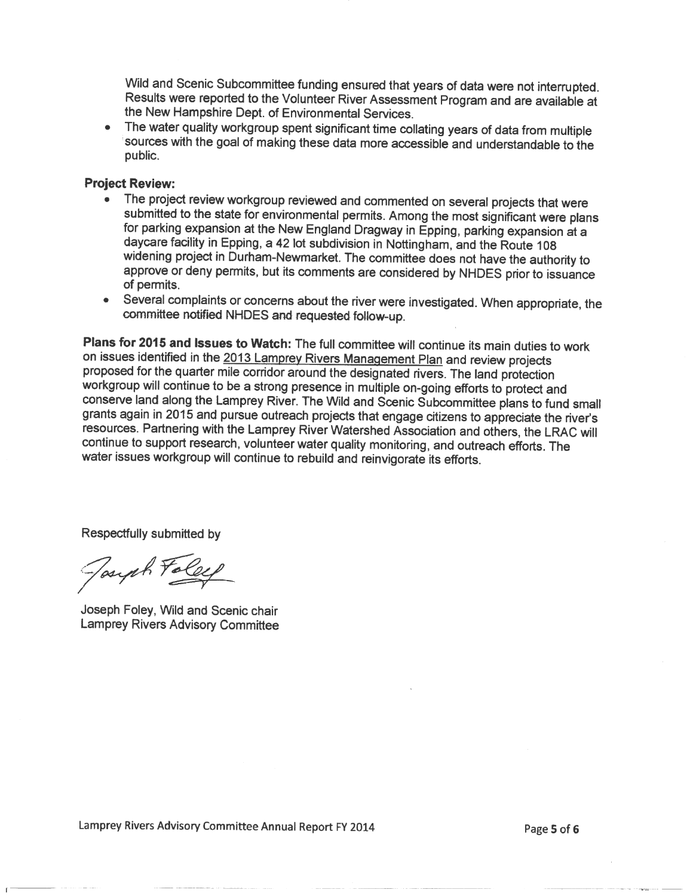Wild and Scenic Subcommittee funding ensured that years of data were not interrupted. Results were reported to the Volunteer River Assessment Program and are available at the New Hampshire Dept. of Environmental Services.

- The water quality workgroup spent significant time collating years of data from multiple sources with the goal of making these data more accessible and understandable to the public.

**Project Review:**

- The project review workgroup reviewed and commented on several projects that were submitted to the state for environmental permits. Among the most significant were plans for parking expansion at the New England Dragway in Epping, parking expansion at a daycare facility in Epping, a 42 lot subdivision in Nottingham, and the Route 108 widening project in Durham-Newmarket. The committee does not have the authority to approve or deny permits, but its comments are considered by NHDES prior to issuance of permits.
- Several complaints or concerns about the river were investigated. When appropriate, the committee notified NHDES and requested follow-up.

**Plans for 2015 and Issues to Watch:** The full committee will continue its main duties to work on issues identified in the 2013 Lamprey Rivers Management Plan and review projects proposed for the quarter mile corridor around the designated rivers. The land protection workgroup will continue to be a strong presence in multiple on-going efforts to protect and conserve land along the Lamprey River. The Wild and Scenic Subcommittee plans to fund small grants again in 2015 and pursue outreach projects that engage citizens to appreciate the river's resources. Partnering with the Lamprey River Watershed Association and others, the LRAC will continue to support research, volunteer water quality monitoring, and outreach efforts. The water issues workgroup will continue to rebuild and reinvigorate its efforts.

Respectfully submitted by

Joseph Foley

Joseph Foley, Wild and Scenic chair
Lamprey Rivers Advisory Committee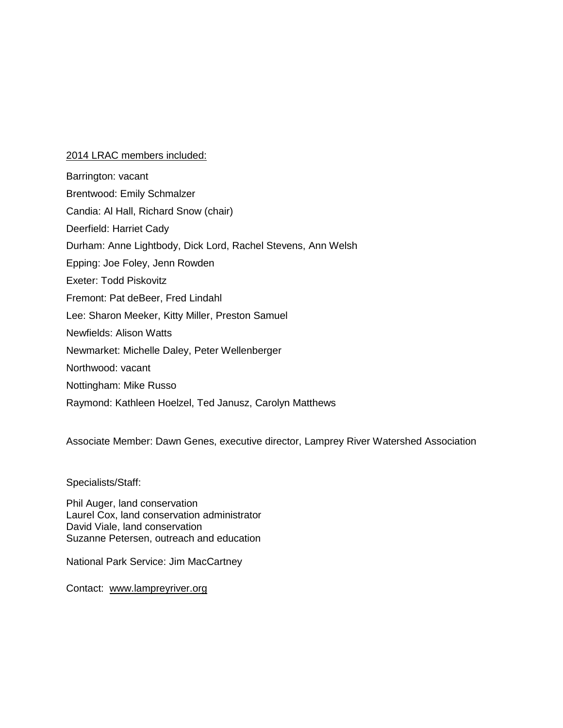2014 LRAC members included:

Barrington: vacant

Brentwood: Emily Schmalzer

Candia: Al Hall, Richard Snow (chair)

Deerfield: Harriet Cady

Durham: Anne Lightbody, Dick Lord, Rachel Stevens, Ann Welsh

Epping: Joe Foley, Jenn Rowden

Exeter: Todd Piskovitz

Fremont: Pat deBeer, Fred Lindahl

Lee: Sharon Meeker, Kitty Miller, Preston Samuel

Newfields: Alison Watts

Newmarket: Michelle Daley, Peter Wellenberger

Northwood: vacant

Nottingham: Mike Russo

Raymond: Kathleen Hoelzel, Ted Janusz, Carolyn Matthews

Associate Member: Dawn Genes, executive director, Lamprey River Watershed Association

Specialists/Staff:

Phil Auger, land conservation
Laurel Cox, land conservation administrator
David Viale, land conservation
Suzanne Petersen, outreach and education

National Park Service: Jim MacCartney

Contact: www.lampreyriver.org